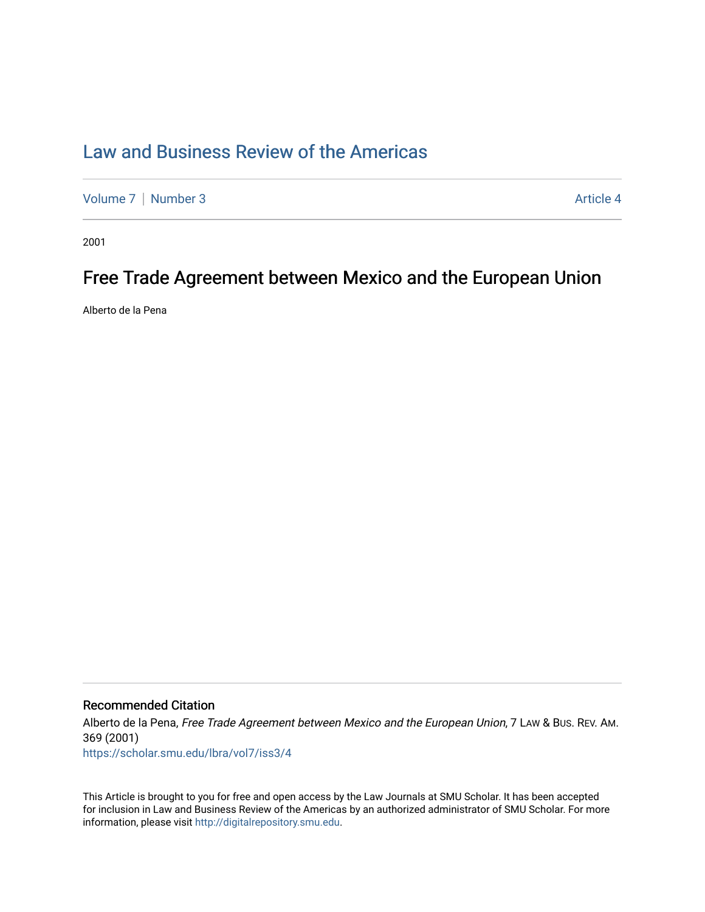# Law and Business Review of the Americas

Volume 7 | Number 3 Article 4

2001

## Free Trade Agreement between Mexico and the European Union

Alberto de la Pena

### Recommended Citation

Alberto de la Pena, *Free Trade Agreement between Mexico and the European Union*, 7 LAW & BUS. REV. AM. 369 (2001)

https://scholar.smu.edu/lbra/vol7/iss3/4

This Article is brought to you for free and open access by the Law Journals at SMU Scholar. It has been accepted for inclusion in Law and Business Review of the Americas by an authorized administrator of SMU Scholar. For more information, please visit http://digitalrepository.smu.edu.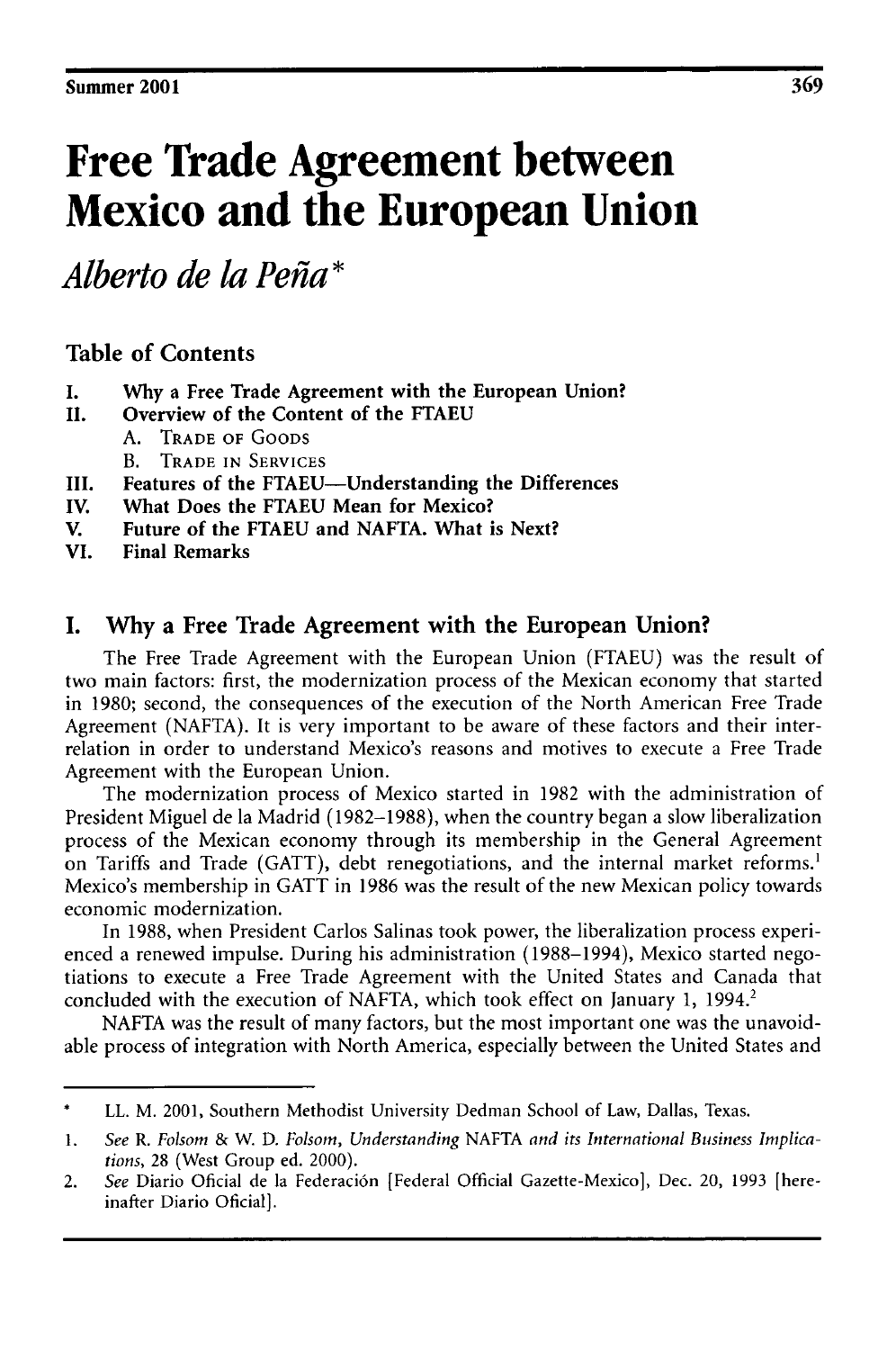# Free Trade Agreement between Mexico and the European Union

*Alberto de la Peña\**

## Table of Contents

- I. Why a Free Trade Agreement with the European Union?
- II. Overview of the Content of the FTAEU
  - A. Trade of Goods
  - B. Trade in Services
- III. Features of the FTAEU—Understanding the Differences
- IV. What Does the FTAEU Mean for Mexico?
- V. Future of the FTAEU and NAFTA. What is Next?
- VI. Final Remarks

## I. Why a Free Trade Agreement with the European Union?

The Free Trade Agreement with the European Union (FTAEU) was the result of two main factors: first, the modernization process of the Mexican economy that started in 1980; second, the consequences of the execution of the North American Free Trade Agreement (NAFTA). It is very important to be aware of these factors and their interrelation in order to understand Mexico's reasons and motives to execute a Free Trade Agreement with the European Union.

The modernization process of Mexico started in 1982 with the administration of President Miguel de la Madrid (1982–1988), when the country began a slow liberalization process of the Mexican economy through its membership in the General Agreement on Tariffs and Trade (GATT), debt renegotiations, and the internal market reforms.[1] Mexico's membership in GATT in 1986 was the result of the new Mexican policy towards economic modernization.

In 1988, when President Carlos Salinas took power, the liberalization process experienced a renewed impulse. During his administration (1988–1994), Mexico started negotiations to execute a Free Trade Agreement with the United States and Canada that concluded with the execution of NAFTA, which took effect on January 1, 1994.[2]

NAFTA was the result of many factors, but the most important one was the unavoidable process of integration with North America, especially between the United States and

---

\* LL. M. 2001, Southern Methodist University Dedman School of Law, Dallas, Texas.

1. *See* R. *Folsom* & W. D. *Folsom, Understanding* NAFTA *and its International Business Implications*, 28 (West Group ed. 2000).
2. *See* Diario Oficial de la Federación [Federal Official Gazette-Mexico], Dec. 20, 1993 [hereinafter Diario Oficial].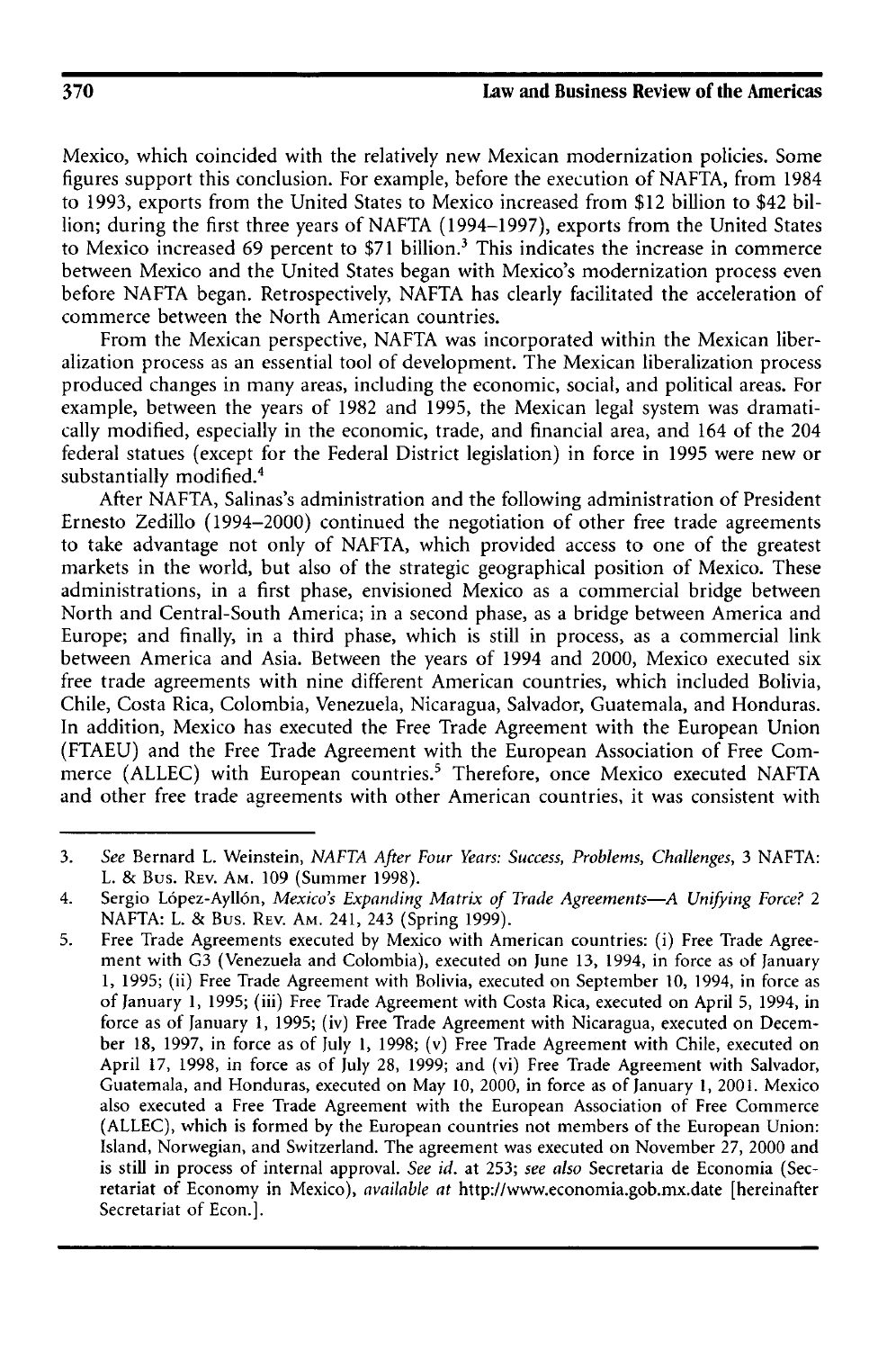Mexico, which coincided with the relatively new Mexican modernization policies. Some figures support this conclusion. For example, before the execution of NAFTA, from 1984 to 1993, exports from the United States to Mexico increased from $12 billion to $42 billion; during the first three years of NAFTA (1994–1997), exports from the United States to Mexico increased 69 percent to $71 billion.[3] This indicates the increase in commerce between Mexico and the United States began with Mexico's modernization process even before NAFTA began. Retrospectively, NAFTA has clearly facilitated the acceleration of commerce between the North American countries.

From the Mexican perspective, NAFTA was incorporated within the Mexican liberalization process as an essential tool of development. The Mexican liberalization process produced changes in many areas, including the economic, social, and political areas. For example, between the years of 1982 and 1995, the Mexican legal system was dramatically modified, especially in the economic, trade, and financial area, and 164 of the 204 federal statues (except for the Federal District legislation) in force in 1995 were new or substantially modified.[4]

After NAFTA, Salinas's administration and the following administration of President Ernesto Zedillo (1994–2000) continued the negotiation of other free trade agreements to take advantage not only of NAFTA, which provided access to one of the greatest markets in the world, but also of the strategic geographical position of Mexico. These administrations, in a first phase, envisioned Mexico as a commercial bridge between North and Central-South America; in a second phase, as a bridge between America and Europe; and finally, in a third phase, which is still in process, as a commercial link between America and Asia. Between the years of 1994 and 2000, Mexico executed six free trade agreements with nine different American countries, which included Bolivia, Chile, Costa Rica, Colombia, Venezuela, Nicaragua, Salvador, Guatemala, and Honduras. In addition, Mexico has executed the Free Trade Agreement with the European Union (FTAEU) and the Free Trade Agreement with the European Association of Free Commerce (ALLEC) with European countries.[5] Therefore, once Mexico executed NAFTA and other free trade agreements with other American countries, it was consistent with

---

3. *See* Bernard L. Weinstein, *NAFTA After Four Years: Success, Problems, Challenges*, 3 NAFTA: L. & Bus. Rev. Am. 109 (Summer 1998).
4. Sergio López-Ayllón, *Mexico's Expanding Matrix of Trade Agreements—A Unifying Force?* 2 NAFTA: L. & Bus. Rev. Am. 241, 243 (Spring 1999).
5. Free Trade Agreements executed by Mexico with American countries: (i) Free Trade Agreement with G3 (Venezuela and Colombia), executed on June 13, 1994, in force as of January 1, 1995; (ii) Free Trade Agreement with Bolivia, executed on September 10, 1994, in force as of January 1, 1995; (iii) Free Trade Agreement with Costa Rica, executed on April 5, 1994, in force as of January 1, 1995; (iv) Free Trade Agreement with Nicaragua, executed on December 18, 1997, in force as of July 1, 1998; (v) Free Trade Agreement with Chile, executed on April 17, 1998, in force as of July 28, 1999; and (vi) Free Trade Agreement with Salvador, Guatemala, and Honduras, executed on May 10, 2000, in force as of January 1, 2001. Mexico also executed a Free Trade Agreement with the European Association of Free Commerce (ALLEC), which is formed by the European countries not members of the European Union: Island, Norwegian, and Switzerland. The agreement was executed on November 27, 2000 and is still in process of internal approval. *See id.* at 253; *see also* Secretaria de Economia (Secretariat of Economy in Mexico), *available at* http://www.economia.gob.mx.date [hereinafter Secretariat of Econ.].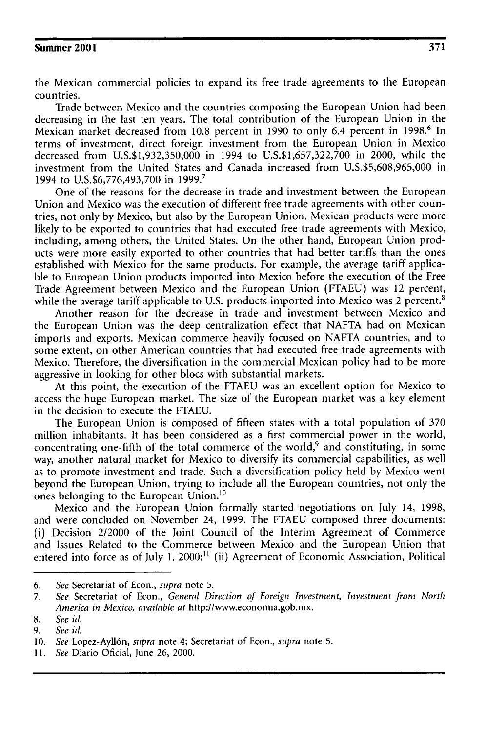the Mexican commercial policies to expand its free trade agreements to the European countries.

Trade between Mexico and the countries composing the European Union had been decreasing in the last ten years. The total contribution of the European Union in the Mexican market decreased from 10.8 percent in 1990 to only 6.4 percent in 1998.[6] In terms of investment, direct foreign investment from the European Union in Mexico decreased from U.S.$1,932,350,000 in 1994 to U.S.$1,657,322,700 in 2000, while the investment from the United States and Canada increased from U.S.$5,608,965,000 in 1994 to U.S.$6,776,493,700 in 1999.[7]

One of the reasons for the decrease in trade and investment between the European Union and Mexico was the execution of different free trade agreements with other countries, not only by Mexico, but also by the European Union. Mexican products were more likely to be exported to countries that had executed free trade agreements with Mexico, including, among others, the United States. On the other hand, European Union products were more easily exported to other countries that had better tariffs than the ones established with Mexico for the same products. For example, the average tariff applicable to European Union products imported into Mexico before the execution of the Free Trade Agreement between Mexico and the European Union (FTAEU) was 12 percent, while the average tariff applicable to U.S. products imported into Mexico was 2 percent.[8]

Another reason for the decrease in trade and investment between Mexico and the European Union was the deep centralization effect that NAFTA had on Mexican imports and exports. Mexican commerce heavily focused on NAFTA countries, and to some extent, on other American countries that had executed free trade agreements with Mexico. Therefore, the diversification in the commercial Mexican policy had to be more aggressive in looking for other blocs with substantial markets.

At this point, the execution of the FTAEU was an excellent option for Mexico to access the huge European market. The size of the European market was a key element in the decision to execute the FTAEU.

The European Union is composed of fifteen states with a total population of 370 million inhabitants. It has been considered as a first commercial power in the world, concentrating one-fifth of the total commerce of the world,[9] and constituting, in some way, another natural market for Mexico to diversify its commercial capabilities, as well as to promote investment and trade. Such a diversification policy held by Mexico went beyond the European Union, trying to include all the European countries, not only the ones belonging to the European Union.[10]

Mexico and the European Union formally started negotiations on July 14, 1998, and were concluded on November 24, 1999. The FTAEU composed three documents: (i) Decision 2/2000 of the Joint Council of the Interim Agreement of Commerce and Issues Related to the Commerce between Mexico and the European Union that entered into force as of July 1, 2000;[11] (ii) Agreement of Economic Association, Political

---

6. *See* Secretariat of Econ., *supra* note 5.
7. *See* Secretariat of Econ., *General Direction of Foreign Investment, Investment from North America in Mexico, available at* http://www.economia.gob.mx.
8. *See id.*
9. *See id.*
10. *See* Lopez-Ayllón, *supra* note 4; Secretariat of Econ., *supra* note 5.
11. *See* Diario Oficial, June 26, 2000.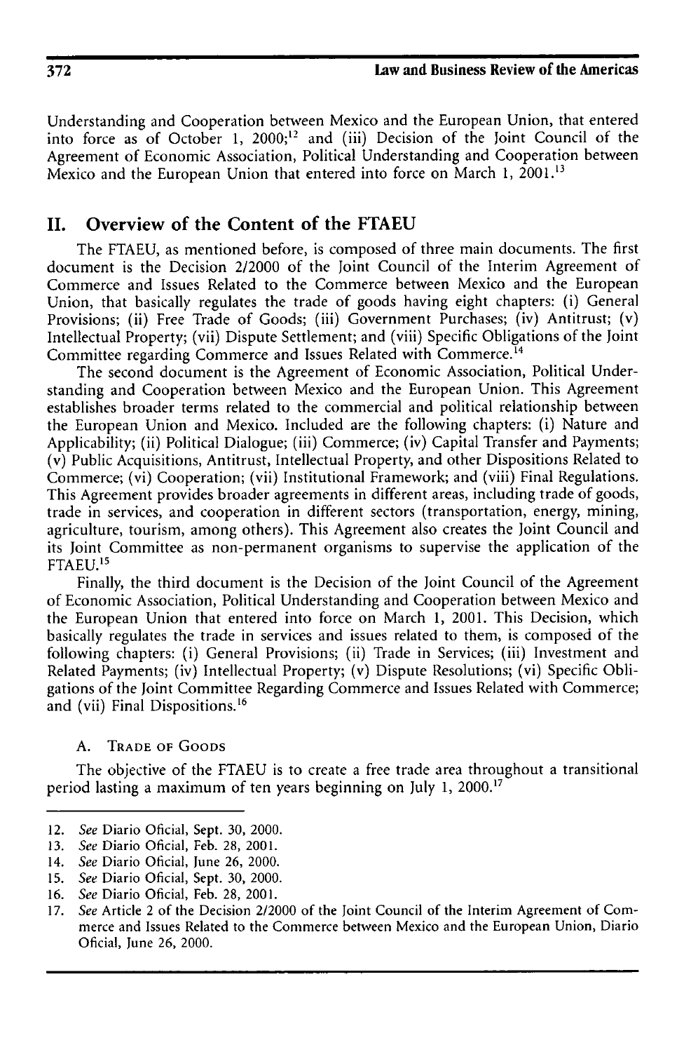Understanding and Cooperation between Mexico and the European Union, that entered into force as of October 1, 2000;[12] and (iii) Decision of the Joint Council of the Agreement of Economic Association, Political Understanding and Cooperation between Mexico and the European Union that entered into force on March 1, 2001.[13]

## II. Overview of the Content of the FTAEU

The FTAEU, as mentioned before, is composed of three main documents. The first document is the Decision 2/2000 of the Joint Council of the Interim Agreement of Commerce and Issues Related to the Commerce between Mexico and the European Union, that basically regulates the trade of goods having eight chapters: (i) General Provisions; (ii) Free Trade of Goods; (iii) Government Purchases; (iv) Antitrust; (v) Intellectual Property; (vii) Dispute Settlement; and (viii) Specific Obligations of the Joint Committee regarding Commerce and Issues Related with Commerce.[14]

The second document is the Agreement of Economic Association, Political Understanding and Cooperation between Mexico and the European Union. This Agreement establishes broader terms related to the commercial and political relationship between the European Union and Mexico. Included are the following chapters: (i) Nature and Applicability; (ii) Political Dialogue; (iii) Commerce; (iv) Capital Transfer and Payments; (v) Public Acquisitions, Antitrust, Intellectual Property, and other Dispositions Related to Commerce; (vi) Cooperation; (vii) Institutional Framework; and (viii) Final Regulations. This Agreement provides broader agreements in different areas, including trade of goods, trade in services, and cooperation in different sectors (transportation, energy, mining, agriculture, tourism, among others). This Agreement also creates the Joint Council and its Joint Committee as non-permanent organisms to supervise the application of the FTAEU.[15]

Finally, the third document is the Decision of the Joint Council of the Agreement of Economic Association, Political Understanding and Cooperation between Mexico and the European Union that entered into force on March 1, 2001. This Decision, which basically regulates the trade in services and issues related to them, is composed of the following chapters: (i) General Provisions; (ii) Trade in Services; (iii) Investment and Related Payments; (iv) Intellectual Property; (v) Dispute Resolutions; (vi) Specific Obligations of the Joint Committee Regarding Commerce and Issues Related with Commerce; and (vii) Final Dispositions.[16]

### A. Trade of Goods

The objective of the FTAEU is to create a free trade area throughout a transitional period lasting a maximum of ten years beginning on July 1, 2000.[17]

---

12. *See* Diario Oficial, Sept. 30, 2000.
13. *See* Diario Oficial, Feb. 28, 2001.
14. *See* Diario Oficial, June 26, 2000.
15. *See* Diario Oficial, Sept. 30, 2000.
16. *See* Diario Oficial, Feb. 28, 2001.
17. *See* Article 2 of the Decision 2/2000 of the Joint Council of the Interim Agreement of Commerce and Issues Related to the Commerce between Mexico and the European Union, Diario Oficial, June 26, 2000.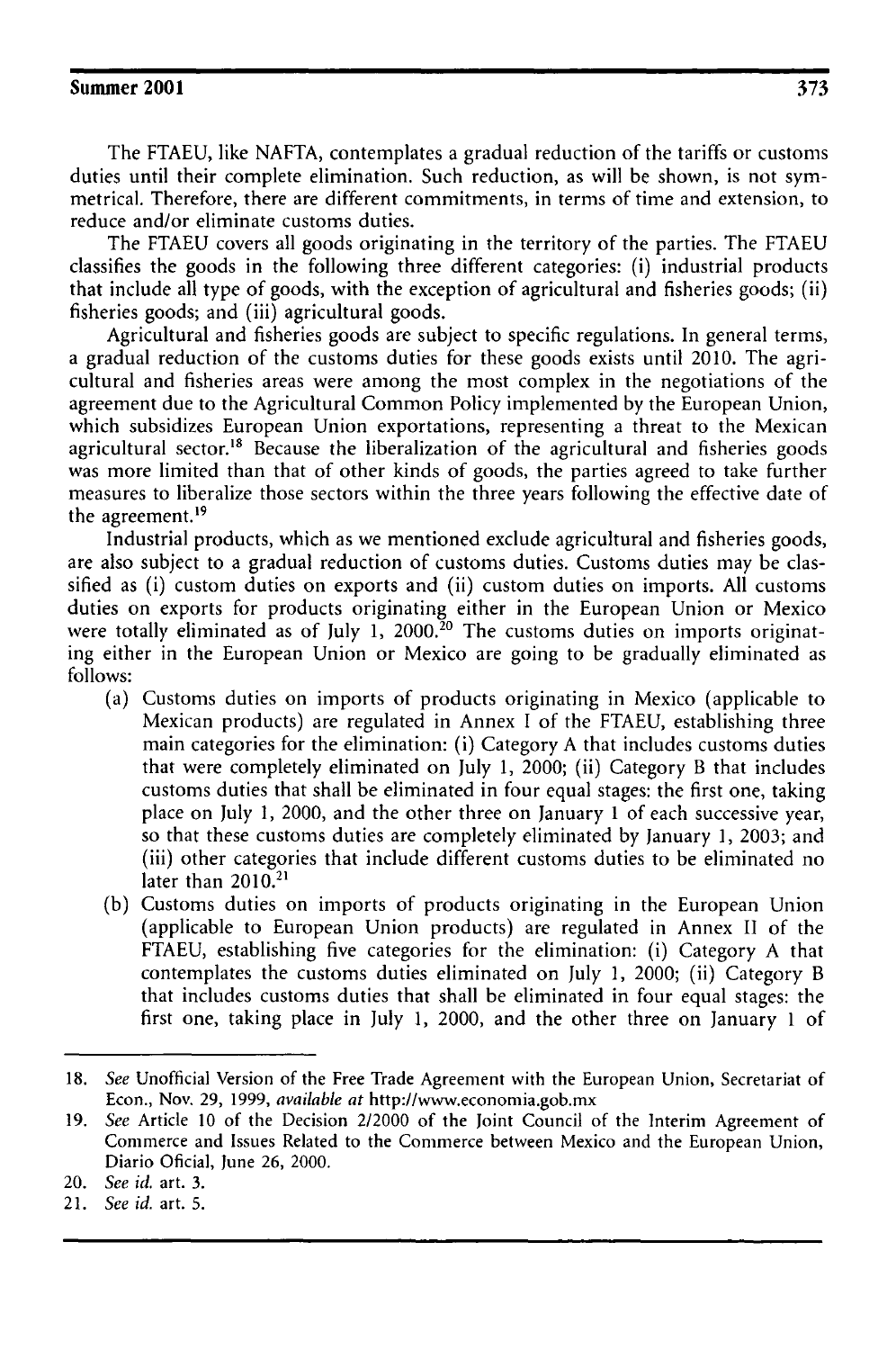The FTAEU, like NAFTA, contemplates a gradual reduction of the tariffs or customs duties until their complete elimination. Such reduction, as will be shown, is not symmetrical. Therefore, there are different commitments, in terms of time and extension, to reduce and/or eliminate customs duties.

The FTAEU covers all goods originating in the territory of the parties. The FTAEU classifies the goods in the following three different categories: (i) industrial products that include all type of goods, with the exception of agricultural and fisheries goods; (ii) fisheries goods; and (iii) agricultural goods.

Agricultural and fisheries goods are subject to specific regulations. In general terms, a gradual reduction of the customs duties for these goods exists until 2010. The agricultural and fisheries areas were among the most complex in the negotiations of the agreement due to the Agricultural Common Policy implemented by the European Union, which subsidizes European Union exportations, representing a threat to the Mexican agricultural sector.[18] Because the liberalization of the agricultural and fisheries goods was more limited than that of other kinds of goods, the parties agreed to take further measures to liberalize those sectors within the three years following the effective date of the agreement.[19]

Industrial products, which as we mentioned exclude agricultural and fisheries goods, are also subject to a gradual reduction of customs duties. Customs duties may be classified as (i) custom duties on exports and (ii) custom duties on imports. All customs duties on exports for products originating either in the European Union or Mexico were totally eliminated as of July 1, 2000.[20] The customs duties on imports originating either in the European Union or Mexico are going to be gradually eliminated as follows:

(a) Customs duties on imports of products originating in Mexico (applicable to Mexican products) are regulated in Annex I of the FTAEU, establishing three main categories for the elimination: (i) Category A that includes customs duties that were completely eliminated on July 1, 2000; (ii) Category B that includes customs duties that shall be eliminated in four equal stages: the first one, taking place on July 1, 2000, and the other three on January 1 of each successive year, so that these customs duties are completely eliminated by January 1, 2003; and (iii) other categories that include different customs duties to be eliminated no later than 2010.[21]

(b) Customs duties on imports of products originating in the European Union (applicable to European Union products) are regulated in Annex II of the FTAEU, establishing five categories for the elimination: (i) Category A that contemplates the customs duties eliminated on July 1, 2000; (ii) Category B that includes customs duties that shall be eliminated in four equal stages: the first one, taking place in July 1, 2000, and the other three on January 1 of

---

18. *See* Unofficial Version of the Free Trade Agreement with the European Union, Secretariat of Econ., Nov. 29, 1999, *available at* http://www.economia.gob.mx

19. *See* Article 10 of the Decision 2/2000 of the Joint Council of the Interim Agreement of Commerce and Issues Related to the Commerce between Mexico and the European Union, Diario Oficial, June 26, 2000.

20. *See id.* art. 3.

21. *See id.* art. 5.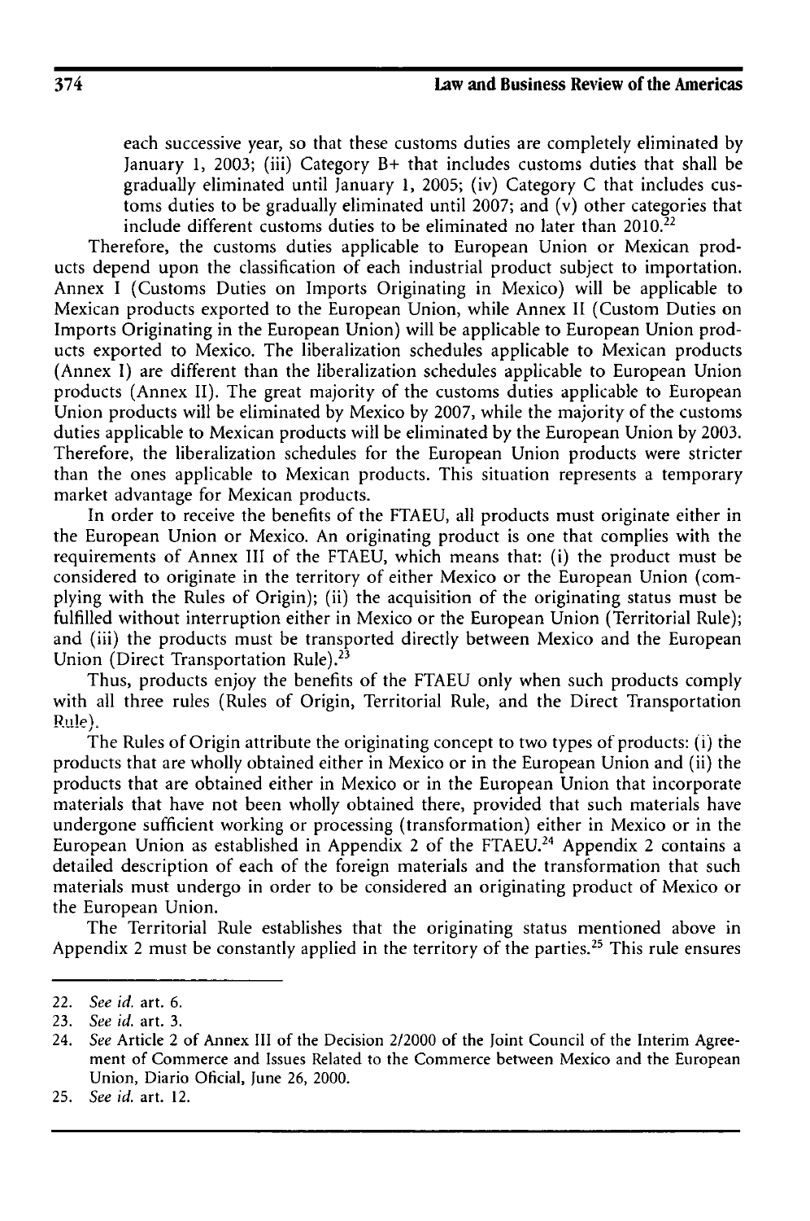each successive year, so that these customs duties are completely eliminated by January 1, 2003; (iii) Category B+ that includes customs duties that shall be gradually eliminated until January 1, 2005; (iv) Category C that includes customs duties to be gradually eliminated until 2007; and (v) other categories that include different customs duties to be eliminated no later than 2010.[22]

Therefore, the customs duties applicable to European Union or Mexican products depend upon the classification of each industrial product subject to importation. Annex I (Customs Duties on Imports Originating in Mexico) will be applicable to Mexican products exported to the European Union, while Annex II (Custom Duties on Imports Originating in the European Union) will be applicable to European Union products exported to Mexico. The liberalization schedules applicable to Mexican products (Annex I) are different than the liberalization schedules applicable to European Union products (Annex II). The great majority of the customs duties applicable to European Union products will be eliminated by Mexico by 2007, while the majority of the customs duties applicable to Mexican products will be eliminated by the European Union by 2003. Therefore, the liberalization schedules for the European Union products were stricter than the ones applicable to Mexican products. This situation represents a temporary market advantage for Mexican products.

In order to receive the benefits of the FTAEU, all products must originate either in the European Union or Mexico. An originating product is one that complies with the requirements of Annex III of the FTAEU, which means that: (i) the product must be considered to originate in the territory of either Mexico or the European Union (complying with the Rules of Origin); (ii) the acquisition of the originating status must be fulfilled without interruption either in Mexico or the European Union (Territorial Rule); and (iii) the products must be transported directly between Mexico and the European Union (Direct Transportation Rule).[23]

Thus, products enjoy the benefits of the FTAEU only when such products comply with all three rules (Rules of Origin, Territorial Rule, and the Direct Transportation Rule).

The Rules of Origin attribute the originating concept to two types of products: (i) the products that are wholly obtained either in Mexico or in the European Union and (ii) the products that are obtained either in Mexico or in the European Union that incorporate materials that have not been wholly obtained there, provided that such materials have undergone sufficient working or processing (transformation) either in Mexico or in the European Union as established in Appendix 2 of the FTAEU.[24] Appendix 2 contains a detailed description of each of the foreign materials and the transformation that such materials must undergo in order to be considered an originating product of Mexico or the European Union.

The Territorial Rule establishes that the originating status mentioned above in Appendix 2 must be constantly applied in the territory of the parties.[25] This rule ensures

---

22. *See id.* art. 6.
23. *See id.* art. 3.
24. *See* Article 2 of Annex III of the Decision 2/2000 of the Joint Council of the Interim Agreement of Commerce and Issues Related to the Commerce between Mexico and the European Union, Diario Oficial, June 26, 2000.
25. *See id.* art. 12.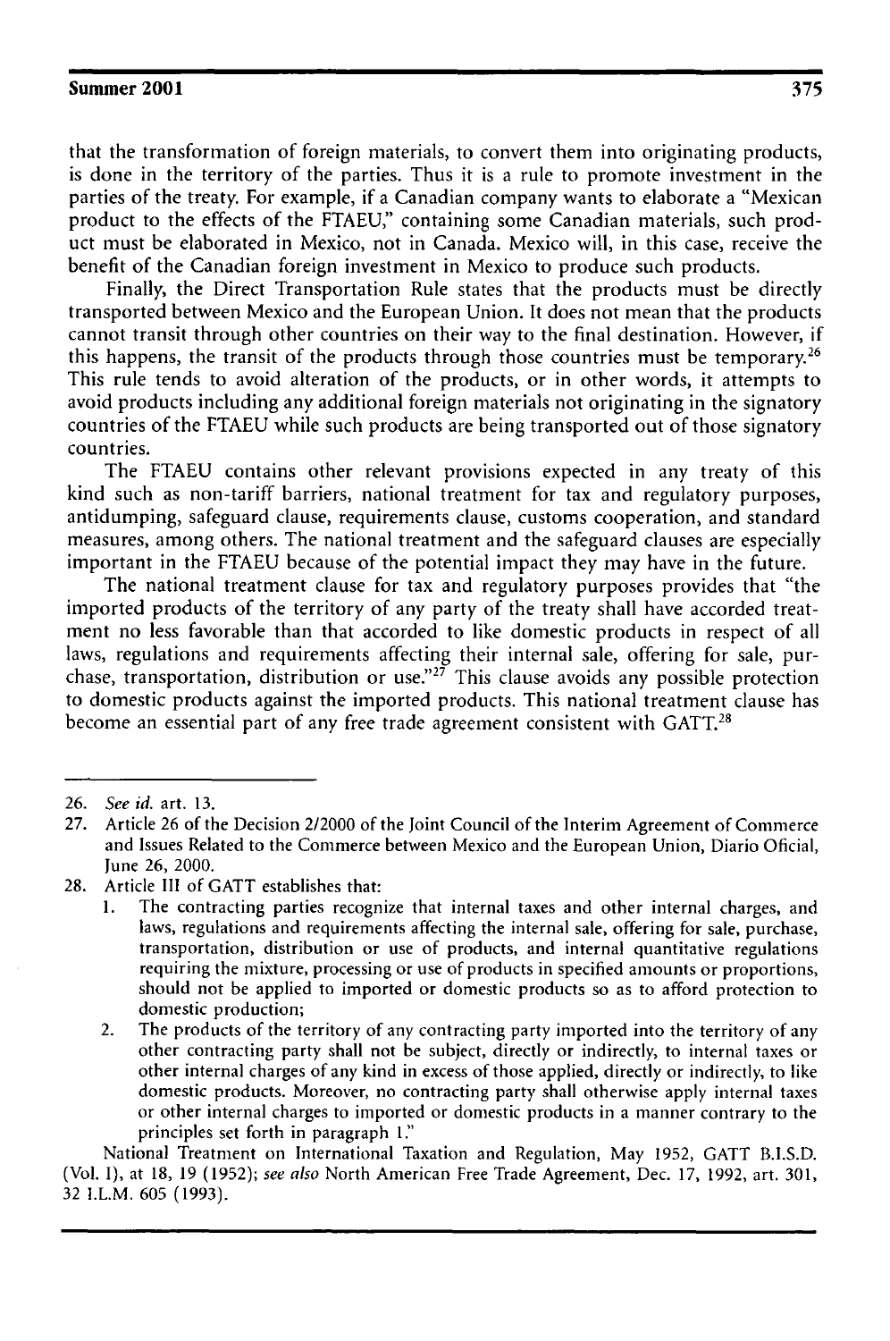that the transformation of foreign materials, to convert them into originating products, is done in the territory of the parties. Thus it is a rule to promote investment in the parties of the treaty. For example, if a Canadian company wants to elaborate a "Mexican product to the effects of the FTAEU," containing some Canadian materials, such product must be elaborated in Mexico, not in Canada. Mexico will, in this case, receive the benefit of the Canadian foreign investment in Mexico to produce such products.

Finally, the Direct Transportation Rule states that the products must be directly transported between Mexico and the European Union. It does not mean that the products cannot transit through other countries on their way to the final destination. However, if this happens, the transit of the products through those countries must be temporary.[26] This rule tends to avoid alteration of the products, or in other words, it attempts to avoid products including any additional foreign materials not originating in the signatory countries of the FTAEU while such products are being transported out of those signatory countries.

The FTAEU contains other relevant provisions expected in any treaty of this kind such as non-tariff barriers, national treatment for tax and regulatory purposes, antidumping, safeguard clause, requirements clause, customs cooperation, and standard measures, among others. The national treatment and the safeguard clauses are especially important in the FTAEU because of the potential impact they may have in the future.

The national treatment clause for tax and regulatory purposes provides that "the imported products of the territory of any party of the treaty shall have accorded treatment no less favorable than that accorded to like domestic products in respect of all laws, regulations and requirements affecting their internal sale, offering for sale, purchase, transportation, distribution or use."[27] This clause avoids any possible protection to domestic products against the imported products. This national treatment clause has become an essential part of any free trade agreement consistent with GATT.[28]

---

26. *See id.* art. 13.

27. Article 26 of the Decision 2/2000 of the Joint Council of the Interim Agreement of Commerce and Issues Related to the Commerce between Mexico and the European Union, Diario Oficial, June 26, 2000.

28. Article III of GATT establishes that:

    1. The contracting parties recognize that internal taxes and other internal charges, and laws, regulations and requirements affecting the internal sale, offering for sale, purchase, transportation, distribution or use of products, and internal quantitative regulations requiring the mixture, processing or use of products in specified amounts or proportions, should not be applied to imported or domestic products so as to afford protection to domestic production;
    2. The products of the territory of any contracting party imported into the territory of any other contracting party shall not be subject, directly or indirectly, to internal taxes or other internal charges of any kind in excess of those applied, directly or indirectly, to like domestic products. Moreover, no contracting party shall otherwise apply internal taxes or other internal charges to imported or domestic products in a manner contrary to the principles set forth in paragraph 1."

    National Treatment on International Taxation and Regulation, May 1952, GATT B.I.S.D. (Vol. I), at 18, 19 (1952); *see also* North American Free Trade Agreement, Dec. 17, 1992, art. 301, 32 I.L.M. 605 (1993).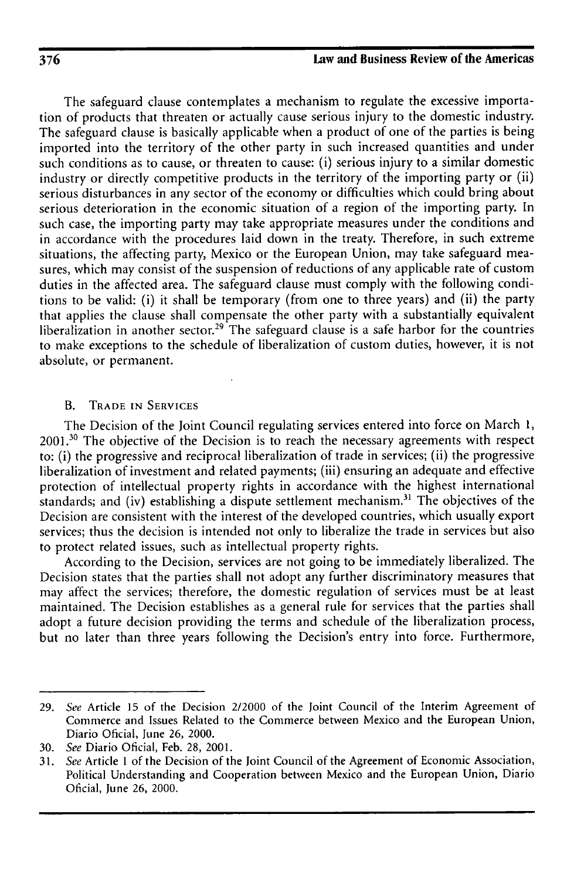The safeguard clause contemplates a mechanism to regulate the excessive importation of products that threaten or actually cause serious injury to the domestic industry. The safeguard clause is basically applicable when a product of one of the parties is being imported into the territory of the other party in such increased quantities and under such conditions as to cause, or threaten to cause: (i) serious injury to a similar domestic industry or directly competitive products in the territory of the importing party or (ii) serious disturbances in any sector of the economy or difficulties which could bring about serious deterioration in the economic situation of a region of the importing party. In such case, the importing party may take appropriate measures under the conditions and in accordance with the procedures laid down in the treaty. Therefore, in such extreme situations, the affecting party, Mexico or the European Union, may take safeguard measures, which may consist of the suspension of reductions of any applicable rate of custom duties in the affected area. The safeguard clause must comply with the following conditions to be valid: (i) it shall be temporary (from one to three years) and (ii) the party that applies the clause shall compensate the other party with a substantially equivalent liberalization in another sector.[29] The safeguard clause is a safe harbor for the countries to make exceptions to the schedule of liberalization of custom duties, however, it is not absolute, or permanent.

## B. Trade in Services

The Decision of the Joint Council regulating services entered into force on March 1, 2001.[30] The objective of the Decision is to reach the necessary agreements with respect to: (i) the progressive and reciprocal liberalization of trade in services; (ii) the progressive liberalization of investment and related payments; (iii) ensuring an adequate and effective protection of intellectual property rights in accordance with the highest international standards; and (iv) establishing a dispute settlement mechanism.[31] The objectives of the Decision are consistent with the interest of the developed countries, which usually export services; thus the decision is intended not only to liberalize the trade in services but also to protect related issues, such as intellectual property rights.

According to the Decision, services are not going to be immediately liberalized. The Decision states that the parties shall not adopt any further discriminatory measures that may affect the services; therefore, the domestic regulation of services must be at least maintained. The Decision establishes as a general rule for services that the parties shall adopt a future decision providing the terms and schedule of the liberalization process, but no later than three years following the Decision's entry into force. Furthermore,

---

29. *See* Article 15 of the Decision 2/2000 of the Joint Council of the Interim Agreement of Commerce and Issues Related to the Commerce between Mexico and the European Union, Diario Oficial, June 26, 2000.

30. *See* Diario Oficial, Feb. 28, 2001.

31. *See* Article 1 of the Decision of the Joint Council of the Agreement of Economic Association, Political Understanding and Cooperation between Mexico and the European Union, Diario Oficial, June 26, 2000.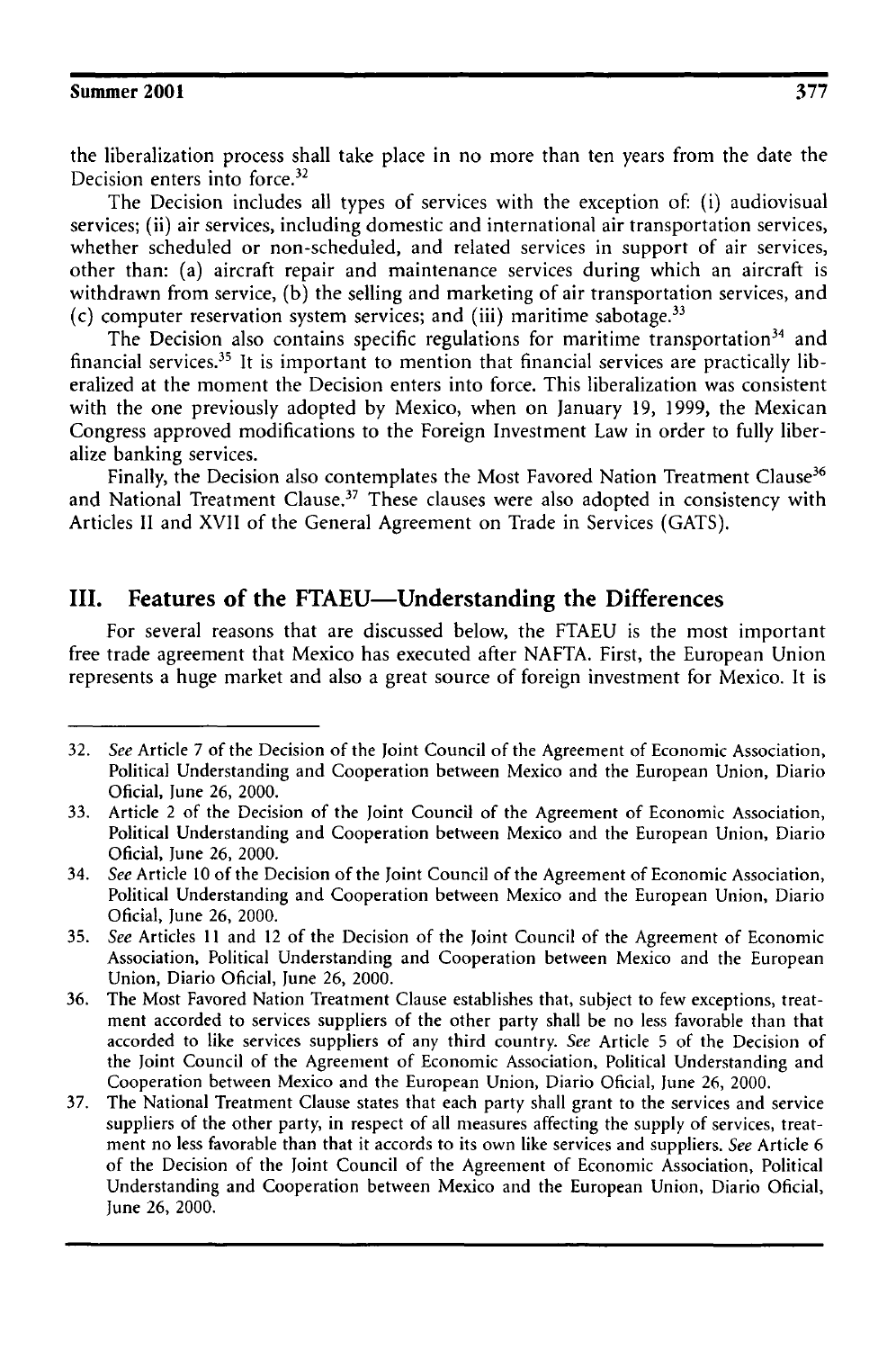the liberalization process shall take place in no more than ten years from the date the Decision enters into force.[32]

The Decision includes all types of services with the exception of: (i) audiovisual services; (ii) air services, including domestic and international air transportation services, whether scheduled or non-scheduled, and related services in support of air services, other than: (a) aircraft repair and maintenance services during which an aircraft is withdrawn from service, (b) the selling and marketing of air transportation services, and (c) computer reservation system services; and (iii) maritime sabotage.[33]

The Decision also contains specific regulations for maritime transportation[34] and financial services.[35] It is important to mention that financial services are practically liberalized at the moment the Decision enters into force. This liberalization was consistent with the one previously adopted by Mexico, when on January 19, 1999, the Mexican Congress approved modifications to the Foreign Investment Law in order to fully liberalize banking services.

Finally, the Decision also contemplates the Most Favored Nation Treatment Clause[36] and National Treatment Clause.[37] These clauses were also adopted in consistency with Articles II and XVII of the General Agreement on Trade in Services (GATS).

## III. Features of the FTAEU—Understanding the Differences

For several reasons that are discussed below, the FTAEU is the most important free trade agreement that Mexico has executed after NAFTA. First, the European Union represents a huge market and also a great source of foreign investment for Mexico. It is

---

32. *See* Article 7 of the Decision of the Joint Council of the Agreement of Economic Association, Political Understanding and Cooperation between Mexico and the European Union, Diario Oficial, June 26, 2000.

33. Article 2 of the Decision of the Joint Council of the Agreement of Economic Association, Political Understanding and Cooperation between Mexico and the European Union, Diario Oficial, June 26, 2000.

34. *See* Article 10 of the Decision of the Joint Council of the Agreement of Economic Association, Political Understanding and Cooperation between Mexico and the European Union, Diario Oficial, June 26, 2000.

35. *See* Articles 11 and 12 of the Decision of the Joint Council of the Agreement of Economic Association, Political Understanding and Cooperation between Mexico and the European Union, Diario Oficial, June 26, 2000.

36. The Most Favored Nation Treatment Clause establishes that, subject to few exceptions, treatment accorded to services suppliers of the other party shall be no less favorable than that accorded to like services suppliers of any third country. *See* Article 5 of the Decision of the Joint Council of the Agreement of Economic Association, Political Understanding and Cooperation between Mexico and the European Union, Diario Oficial, June 26, 2000.

37. The National Treatment Clause states that each party shall grant to the services and service suppliers of the other party, in respect of all measures affecting the supply of services, treatment no less favorable than that it accords to its own like services and suppliers. *See* Article 6 of the Decision of the Joint Council of the Agreement of Economic Association, Political Understanding and Cooperation between Mexico and the European Union, Diario Oficial, June 26, 2000.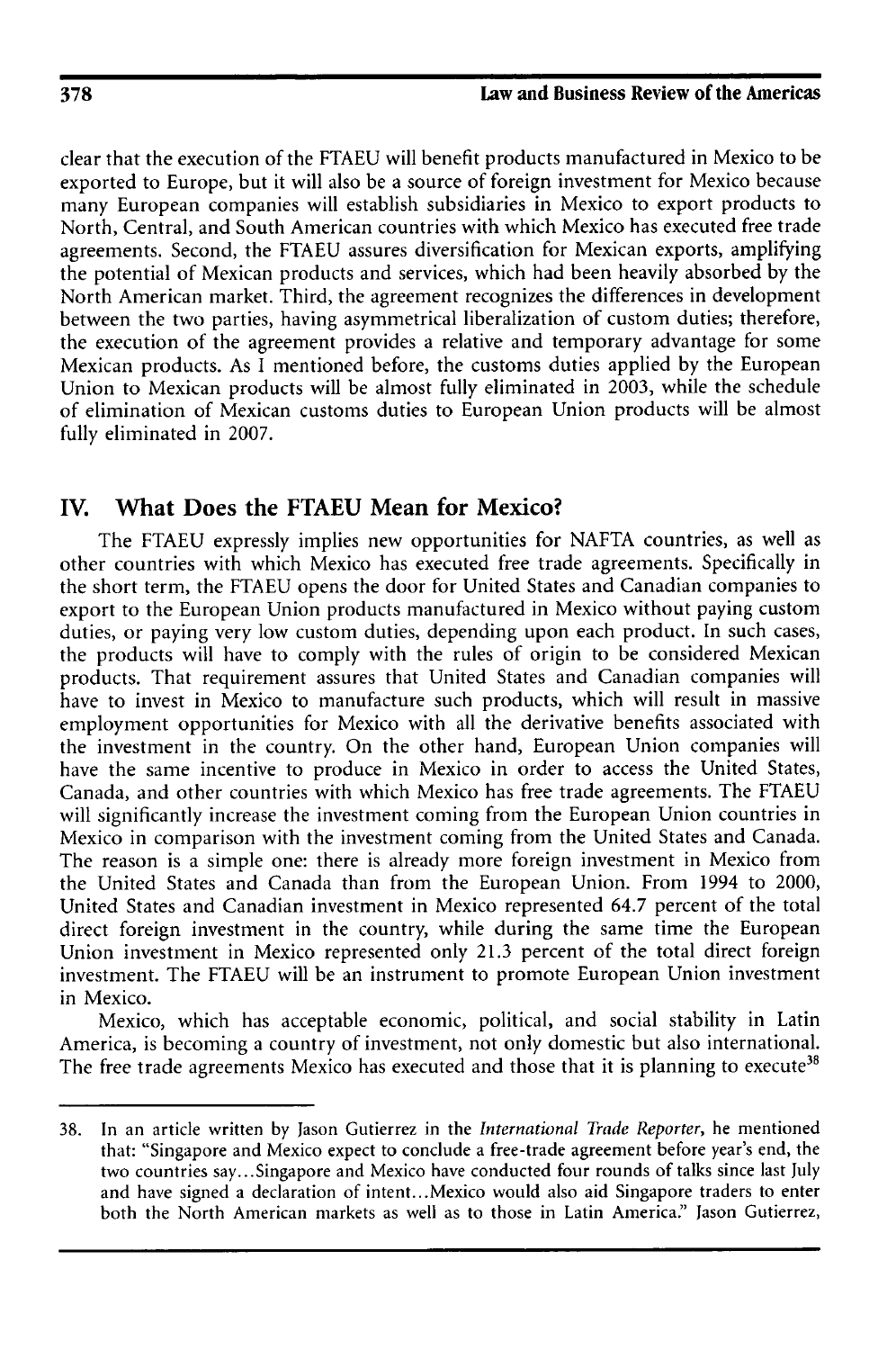clear that the execution of the FTAEU will benefit products manufactured in Mexico to be exported to Europe, but it will also be a source of foreign investment for Mexico because many European companies will establish subsidiaries in Mexico to export products to North, Central, and South American countries with which Mexico has executed free trade agreements. Second, the FTAEU assures diversification for Mexican exports, amplifying the potential of Mexican products and services, which had been heavily absorbed by the North American market. Third, the agreement recognizes the differences in development between the two parties, having asymmetrical liberalization of custom duties; therefore, the execution of the agreement provides a relative and temporary advantage for some Mexican products. As I mentioned before, the customs duties applied by the European Union to Mexican products will be almost fully eliminated in 2003, while the schedule of elimination of Mexican customs duties to European Union products will be almost fully eliminated in 2007.

## IV. What Does the FTAEU Mean for Mexico?

The FTAEU expressly implies new opportunities for NAFTA countries, as well as other countries with which Mexico has executed free trade agreements. Specifically in the short term, the FTAEU opens the door for United States and Canadian companies to export to the European Union products manufactured in Mexico without paying custom duties, or paying very low custom duties, depending upon each product. In such cases, the products will have to comply with the rules of origin to be considered Mexican products. That requirement assures that United States and Canadian companies will have to invest in Mexico to manufacture such products, which will result in massive employment opportunities for Mexico with all the derivative benefits associated with the investment in the country. On the other hand, European Union companies will have the same incentive to produce in Mexico in order to access the United States, Canada, and other countries with which Mexico has free trade agreements. The FTAEU will significantly increase the investment coming from the European Union countries in Mexico in comparison with the investment coming from the United States and Canada. The reason is a simple one: there is already more foreign investment in Mexico from the United States and Canada than from the European Union. From 1994 to 2000, United States and Canadian investment in Mexico represented 64.7 percent of the total direct foreign investment in the country, while during the same time the European Union investment in Mexico represented only 21.3 percent of the total direct foreign investment. The FTAEU will be an instrument to promote European Union investment in Mexico.

Mexico, which has acceptable economic, political, and social stability in Latin America, is becoming a country of investment, not only domestic but also international. The free trade agreements Mexico has executed and those that it is planning to execute[38]

---

38. In an article written by Jason Gutierrez in the *International Trade Reporter*, he mentioned that: "Singapore and Mexico expect to conclude a free-trade agreement before year's end, the two countries say...Singapore and Mexico have conducted four rounds of talks since last July and have signed a declaration of intent...Mexico would also aid Singapore traders to enter both the North American markets as well as to those in Latin America." Jason Gutierrez,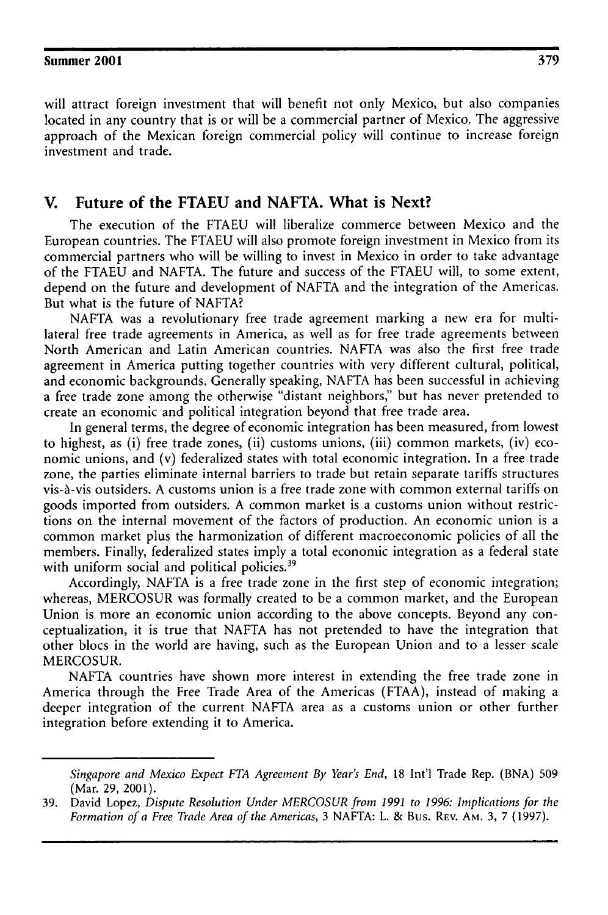will attract foreign investment that will benefit not only Mexico, but also companies located in any country that is or will be a commercial partner of Mexico. The aggressive approach of the Mexican foreign commercial policy will continue to increase foreign investment and trade.

## V. Future of the FTAEU and NAFTA. What is Next?

The execution of the FTAEU will liberalize commerce between Mexico and the European countries. The FTAEU will also promote foreign investment in Mexico from its commercial partners who will be willing to invest in Mexico in order to take advantage of the FTAEU and NAFTA. The future and success of the FTAEU will, to some extent, depend on the future and development of NAFTA and the integration of the Americas. But what is the future of NAFTA?

NAFTA was a revolutionary free trade agreement marking a new era for multilateral free trade agreements in America, as well as for free trade agreements between North American and Latin American countries. NAFTA was also the first free trade agreement in America putting together countries with very different cultural, political, and economic backgrounds. Generally speaking, NAFTA has been successful in achieving a free trade zone among the otherwise "distant neighbors," but has never pretended to create an economic and political integration beyond that free trade area.

In general terms, the degree of economic integration has been measured, from lowest to highest, as (i) free trade zones, (ii) customs unions, (iii) common markets, (iv) economic unions, and (v) federalized states with total economic integration. In a free trade zone, the parties eliminate internal barriers to trade but retain separate tariffs structures vis-à-vis outsiders. A customs union is a free trade zone with common external tariffs on goods imported from outsiders. A common market is a customs union without restrictions on the internal movement of the factors of production. An economic union is a common market plus the harmonization of different macroeconomic policies of all the members. Finally, federalized states imply a total economic integration as a federal state with uniform social and political policies.[39]

Accordingly, NAFTA is a free trade zone in the first step of economic integration; whereas, MERCOSUR was formally created to be a common market, and the European Union is more an economic union according to the above concepts. Beyond any conceptualization, it is true that NAFTA has not pretended to have the integration that other blocs in the world are having, such as the European Union and to a lesser scale MERCOSUR.

NAFTA countries have shown more interest in extending the free trade zone in America through the Free Trade Area of the Americas (FTAA), instead of making a deeper integration of the current NAFTA area as a customs union or other further integration before extending it to America.

---

*Singapore and Mexico Expect FTA Agreement By Year's End*, 18 Int'l Trade Rep. (BNA) 509 (Mar. 29, 2001).

39. David Lopez, *Dispute Resolution Under MERCOSUR from 1991 to 1996: Implications for the Formation of a Free Trade Area of the Americas*, 3 NAFTA: L. & Bus. Rev. Am. 3, 7 (1997).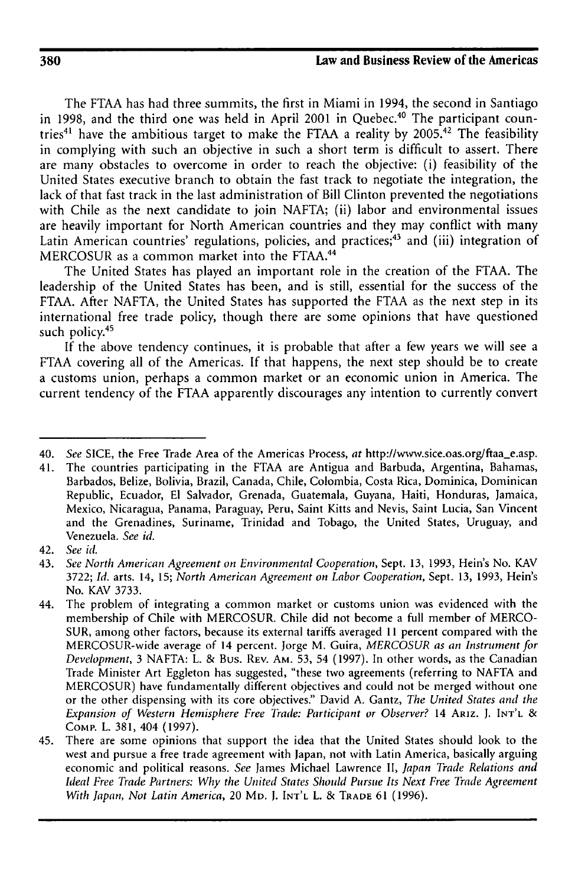The FTAA has had three summits, the first in Miami in 1994, the second in Santiago in 1998, and the third one was held in April 2001 in Quebec.[40] The participant countries[41] have the ambitious target to make the FTAA a reality by 2005.[42] The feasibility in complying with such an objective in such a short term is difficult to assert. There are many obstacles to overcome in order to reach the objective: (i) feasibility of the United States executive branch to obtain the fast track to negotiate the integration, the lack of that fast track in the last administration of Bill Clinton prevented the negotiations with Chile as the next candidate to join NAFTA; (ii) labor and environmental issues are heavily important for North American countries and they may conflict with many Latin American countries' regulations, policies, and practices;[43] and (iii) integration of MERCOSUR as a common market into the FTAA.[44]

The United States has played an important role in the creation of the FTAA. The leadership of the United States has been, and is still, essential for the success of the FTAA. After NAFTA, the United States has supported the FTAA as the next step in its international free trade policy, though there are some opinions that have questioned such policy.[45]

If the above tendency continues, it is probable that after a few years we will see a FTAA covering all of the Americas. If that happens, the next step should be to create a customs union, perhaps a common market or an economic union in America. The current tendency of the FTAA apparently discourages any intention to currently convert

---

40. *See* SICE, the Free Trade Area of the Americas Process, *at* http://www.sice.oas.org/ftaa_e.asp.
41. The countries participating in the FTAA are Antigua and Barbuda, Argentina, Bahamas, Barbados, Belize, Bolivia, Brazil, Canada, Chile, Colombia, Costa Rica, Dominica, Dominican Republic, Ecuador, El Salvador, Grenada, Guatemala, Guyana, Haiti, Honduras, Jamaica, Mexico, Nicaragua, Panama, Paraguay, Peru, Saint Kitts and Nevis, Saint Lucia, San Vincent and the Grenadines, Suriname, Trinidad and Tobago, the United States, Uruguay, and Venezuela. *See id.*
42. *See id.*
43. *See North American Agreement on Environmental Cooperation*, Sept. 13, 1993, Hein's No. KAV 3722; *Id.* arts. 14, 15; *North American Agreement on Labor Cooperation*, Sept. 13, 1993, Hein's No. KAV 3733.
44. The problem of integrating a common market or customs union was evidenced with the membership of Chile with MERCOSUR. Chile did not become a full member of MERCOSUR, among other factors, because its external tariffs averaged 11 percent compared with the MERCOSUR-wide average of 14 percent. Jorge M. Guira, *MERCOSUR as an Instrument for Development*, 3 NAFTA: L. & Bus. Rev. Am. 53, 54 (1997). In other words, as the Canadian Trade Minister Art Eggleton has suggested, "these two agreements (referring to NAFTA and MERCOSUR) have fundamentally different objectives and could not be merged without one or the other dispensing with its core objectives." David A. Gantz, *The United States and the Expansion of Western Hemisphere Free Trade: Participant or Observer?* 14 Ariz. J. Int'l & Comp. L. 381, 404 (1997).
45. There are some opinions that support the idea that the United States should look to the west and pursue a free trade agreement with Japan, not with Latin America, basically arguing economic and political reasons. *See* James Michael Lawrence II, *Japan Trade Relations and Ideal Free Trade Partners: Why the United States Should Pursue Its Next Free Trade Agreement With Japan, Not Latin America*, 20 Md. J. Int'l L. & Trade 61 (1996).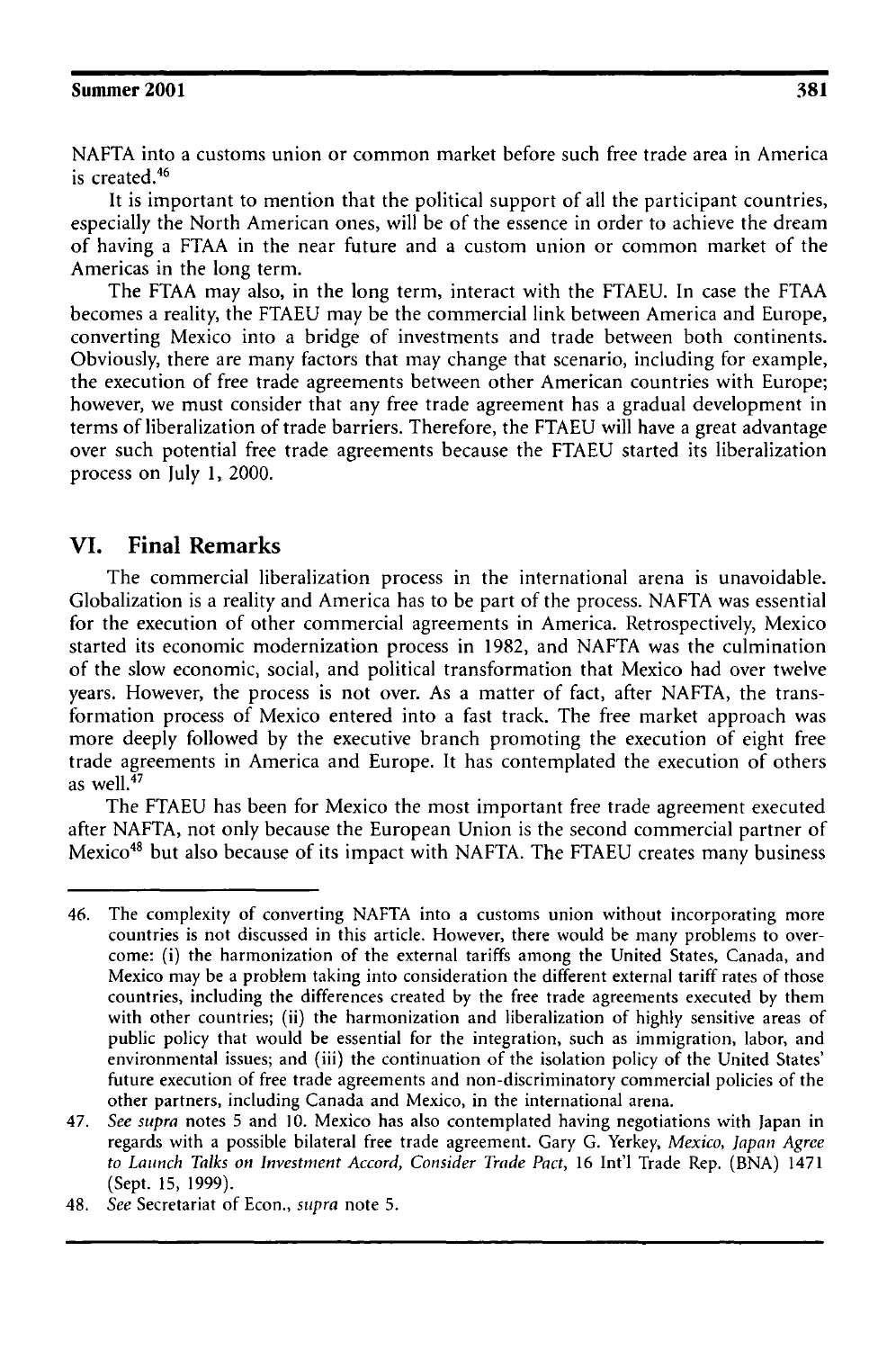NAFTA into a customs union or common market before such free trade area in America is created.[46]

It is important to mention that the political support of all the participant countries, especially the North American ones, will be of the essence in order to achieve the dream of having a FTAA in the near future and a custom union or common market of the Americas in the long term.

The FTAA may also, in the long term, interact with the FTAEU. In case the FTAA becomes a reality, the FTAEU may be the commercial link between America and Europe, converting Mexico into a bridge of investments and trade between both continents. Obviously, there are many factors that may change that scenario, including for example, the execution of free trade agreements between other American countries with Europe; however, we must consider that any free trade agreement has a gradual development in terms of liberalization of trade barriers. Therefore, the FTAEU will have a great advantage over such potential free trade agreements because the FTAEU started its liberalization process on July 1, 2000.

## VI. Final Remarks

The commercial liberalization process in the international arena is unavoidable. Globalization is a reality and America has to be part of the process. NAFTA was essential for the execution of other commercial agreements in America. Retrospectively, Mexico started its economic modernization process in 1982, and NAFTA was the culmination of the slow economic, social, and political transformation that Mexico had over twelve years. However, the process is not over. As a matter of fact, after NAFTA, the transformation process of Mexico entered into a fast track. The free market approach was more deeply followed by the executive branch promoting the execution of eight free trade agreements in America and Europe. It has contemplated the execution of others as well.[47]

The FTAEU has been for Mexico the most important free trade agreement executed after NAFTA, not only because the European Union is the second commercial partner of Mexico[48] but also because of its impact with NAFTA. The FTAEU creates many business

---

46. The complexity of converting NAFTA into a customs union without incorporating more countries is not discussed in this article. However, there would be many problems to overcome: (i) the harmonization of the external tariffs among the United States, Canada, and Mexico may be a problem taking into consideration the different external tariff rates of those countries, including the differences created by the free trade agreements executed by them with other countries; (ii) the harmonization and liberalization of highly sensitive areas of public policy that would be essential for the integration, such as immigration, labor, and environmental issues; and (iii) the continuation of the isolation policy of the United States' future execution of free trade agreements and non-discriminatory commercial policies of the other partners, including Canada and Mexico, in the international arena.

47. *See supra* notes 5 and 10. Mexico has also contemplated having negotiations with Japan in regards with a possible bilateral free trade agreement. Gary G. Yerkey, *Mexico, Japan Agree to Launch Talks on Investment Accord, Consider Trade Pact*, 16 Int'l Trade Rep. (BNA) 1471 (Sept. 15, 1999).

48. *See* Secretariat of Econ., *supra* note 5.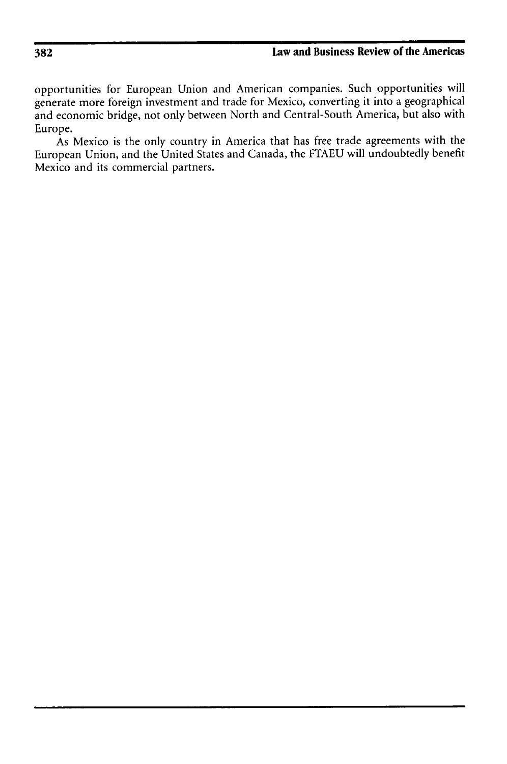opportunities for European Union and American companies. Such opportunities will generate more foreign investment and trade for Mexico, converting it into a geographical and economic bridge, not only between North and Central-South America, but also with Europe.

As Mexico is the only country in America that has free trade agreements with the European Union, and the United States and Canada, the FTAEU will undoubtedly benefit Mexico and its commercial partners.